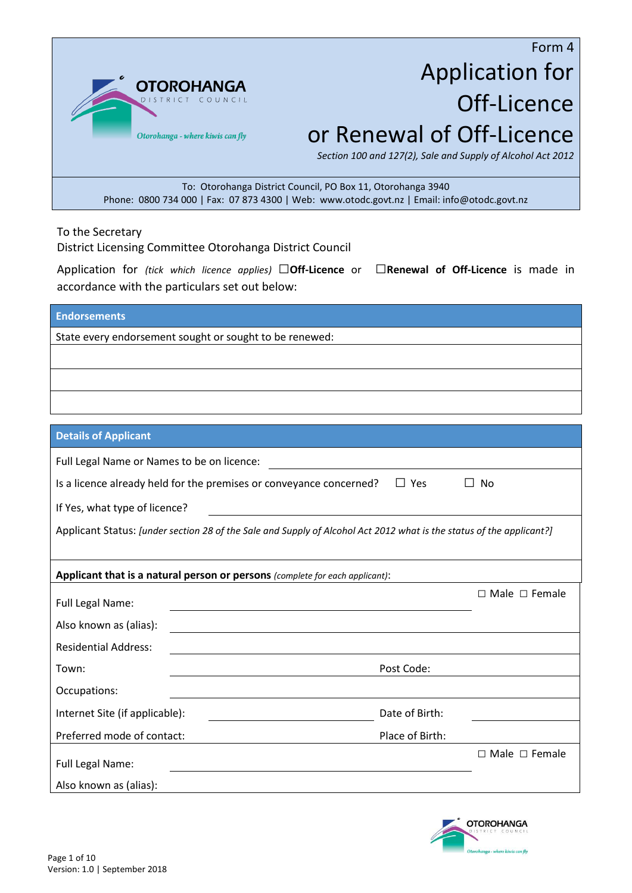Form 4

# Application for Off-Licence or Renewal of Off-Licence

*Section 100 and 127(2), Sale and Supply of Alcohol Act 2012*

To: Otorohanga District Council, PO Box 11, Otorohanga 3940
Phone: 0800 734 000 | Fax: 07 873 4300 | Web: www.otodc.govt.nz | Email: info@otodc.govt.nz

To the Secretary
District Licensing Committee Otorohanga District Council

Application for *(tick which licence applies)* ☐**Off-Licence** or ☐**Renewal of Off-Licence** is made in accordance with the particulars set out below:

## Endorsements

State every endorsement sought or sought to be renewed:

&nbsp;

&nbsp;

&nbsp;

## Details of Applicant

Full Legal Name or Names to be on licence: ______________________

Is a licence already held for the premises or conveyance concerned? ☐ Yes ☐ No

If Yes, what type of licence? ______________________

Applicant Status: *[under section 28 of the Sale and Supply of Alcohol Act 2012 what is the status of the applicant?]*

**Applicant that is a natural person or persons** *(complete for each applicant)*:

Full Legal Name: ______________________ ☐ Male ☐ Female

Also known as (alias): ______________________

Residential Address: ______________________

Town: ______________________ Post Code: ______________________

Occupations: ______________________

Internet Site (if applicable): ______________________ Date of Birth: ______________________

Preferred mode of contact: ______________________ Place of Birth: ______________________

Full Legal Name: ______________________ ☐ Male ☐ Female

Also known as (alias): ______________________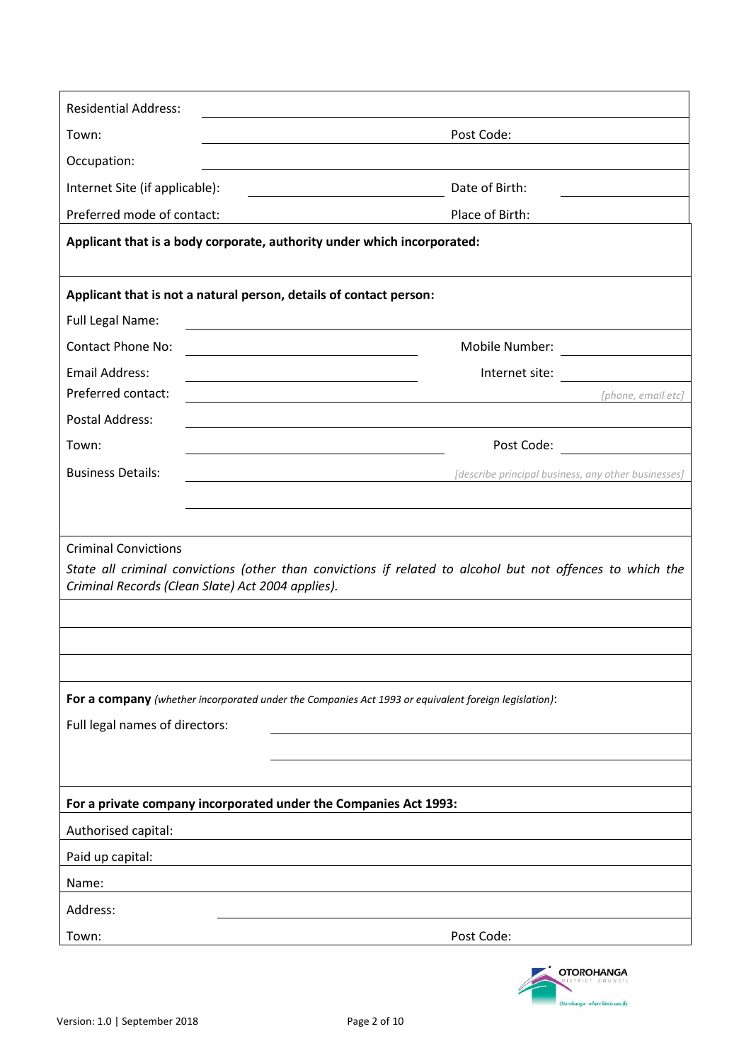| | | | |
|---|---|---|---|
| Residential Address: | | | |
| Town: | | Post Code: | |
| Occupation: | | | |
| Internet Site (if applicable): | | Date of Birth: | |
| Preferred mode of contact: | | Place of Birth: | |

**Applicant that is a body corporate, authority under which incorporated:**

**Applicant that is not a natural person, details of contact person:**

| | | | |
|---|---|---|---|
| Full Legal Name: | | | |
| Contact Phone No: | | Mobile Number: | |
| Email Address: | | Internet site: | |
| Preferred contact: | | | *[phone, email etc]* |
| Postal Address: | | | |
| Town: | | Post Code: | |
| Business Details: | | | *[describe principal business, any other businesses]* |

Criminal Convictions

*State all criminal convictions (other than convictions if related to alcohol but not offences to which the Criminal Records (Clean Slate) Act 2004 applies).*

**For a company** *(whether incorporated under the Companies Act 1993 or equivalent foreign legislation)*:

Full legal names of directors:

**For a private company incorporated under the Companies Act 1993:**

| | | | |
|---|---|---|---|
| Authorised capital: | | | |
| Paid up capital: | | | |
| Name: | | | |
| Address: | | | |
| Town: | | Post Code: | |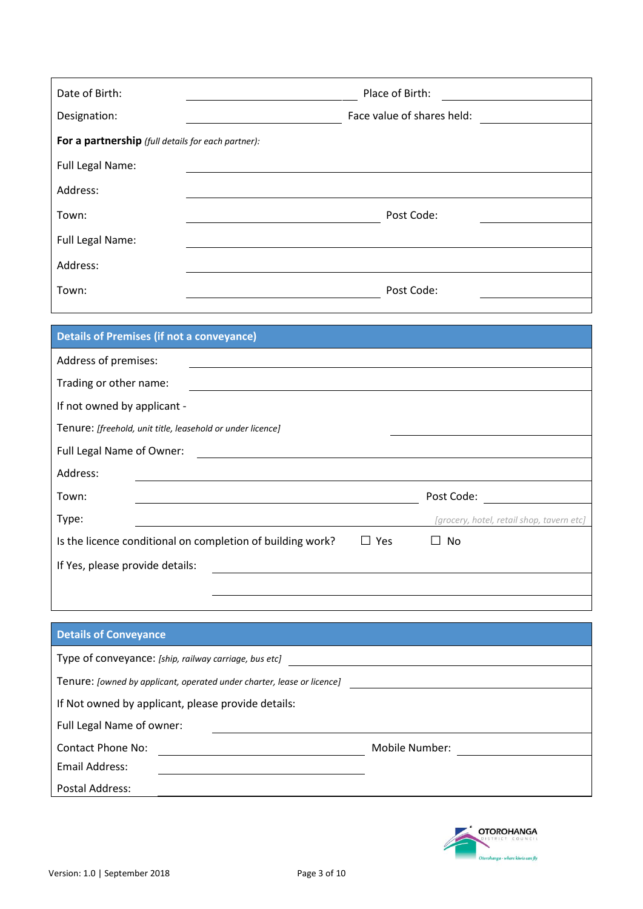Date of Birth: \_\_\_\_\_\_\_\_\_\_\_\_\_\_\_\_\_\_\_\_ Place of Birth: \_\_\_\_\_\_\_\_\_\_\_\_\_\_\_\_\_\_\_\_

Designation: \_\_\_\_\_\_\_\_\_\_\_\_\_\_\_\_\_\_\_\_ Face value of shares held: \_\_\_\_\_\_\_\_\_\_\_\_\_\_\_\_\_\_\_\_

**For a partnership** *(full details for each partner):*

Full Legal Name: \_\_\_\_\_\_\_\_\_\_\_\_\_\_\_\_\_\_\_\_

Address: \_\_\_\_\_\_\_\_\_\_\_\_\_\_\_\_\_\_\_\_

Town: \_\_\_\_\_\_\_\_\_\_\_\_\_\_\_\_\_\_\_\_ Post Code: \_\_\_\_\_\_\_\_\_\_\_\_\_\_\_\_\_\_\_\_

Full Legal Name: \_\_\_\_\_\_\_\_\_\_\_\_\_\_\_\_\_\_\_\_

Address: \_\_\_\_\_\_\_\_\_\_\_\_\_\_\_\_\_\_\_\_

Town: \_\_\_\_\_\_\_\_\_\_\_\_\_\_\_\_\_\_\_\_ Post Code: \_\_\_\_\_\_\_\_\_\_\_\_\_\_\_\_\_\_\_\_

## Details of Premises (if not a conveyance)

Address of premises: \_\_\_\_\_\_\_\_\_\_\_\_\_\_\_\_\_\_\_\_

Trading or other name: \_\_\_\_\_\_\_\_\_\_\_\_\_\_\_\_\_\_\_\_

If not owned by applicant -

Tenure: *[freehold, unit title, leasehold or under licence]* \_\_\_\_\_\_\_\_\_\_\_\_\_\_\_\_\_\_\_\_

Full Legal Name of Owner: \_\_\_\_\_\_\_\_\_\_\_\_\_\_\_\_\_\_\_\_

Address: \_\_\_\_\_\_\_\_\_\_\_\_\_\_\_\_\_\_\_\_

Town: \_\_\_\_\_\_\_\_\_\_\_\_\_\_\_\_\_\_\_\_ Post Code: \_\_\_\_\_\_\_\_\_\_\_\_\_\_\_\_\_\_\_\_

Type: \_\_\_\_\_\_\_\_\_\_\_\_\_\_\_\_\_\_\_\_ *[grocery, hotel, retail shop, tavern etc]*

Is the licence conditional on completion of building work? ☐ Yes ☐ No

If Yes, please provide details: \_\_\_\_\_\_\_\_\_\_\_\_\_\_\_\_\_\_\_\_

\_\_\_\_\_\_\_\_\_\_\_\_\_\_\_\_\_\_\_\_

## Details of Conveyance

Type of conveyance: *[ship, railway carriage, bus etc]* \_\_\_\_\_\_\_\_\_\_\_\_\_\_\_\_\_\_\_\_

Tenure: *[owned by applicant, operated under charter, lease or licence]* \_\_\_\_\_\_\_\_\_\_\_\_\_\_\_\_\_\_\_\_

If Not owned by applicant, please provide details:

Full Legal Name of owner: \_\_\_\_\_\_\_\_\_\_\_\_\_\_\_\_\_\_\_\_

Contact Phone No: \_\_\_\_\_\_\_\_\_\_\_\_\_\_\_\_\_\_\_\_ Mobile Number: \_\_\_\_\_\_\_\_\_\_\_\_\_\_\_\_\_\_\_\_

Email Address: \_\_\_\_\_\_\_\_\_\_\_\_\_\_\_\_\_\_\_\_

Postal Address: \_\_\_\_\_\_\_\_\_\_\_\_\_\_\_\_\_\_\_\_

Version: 1.0 | September 2018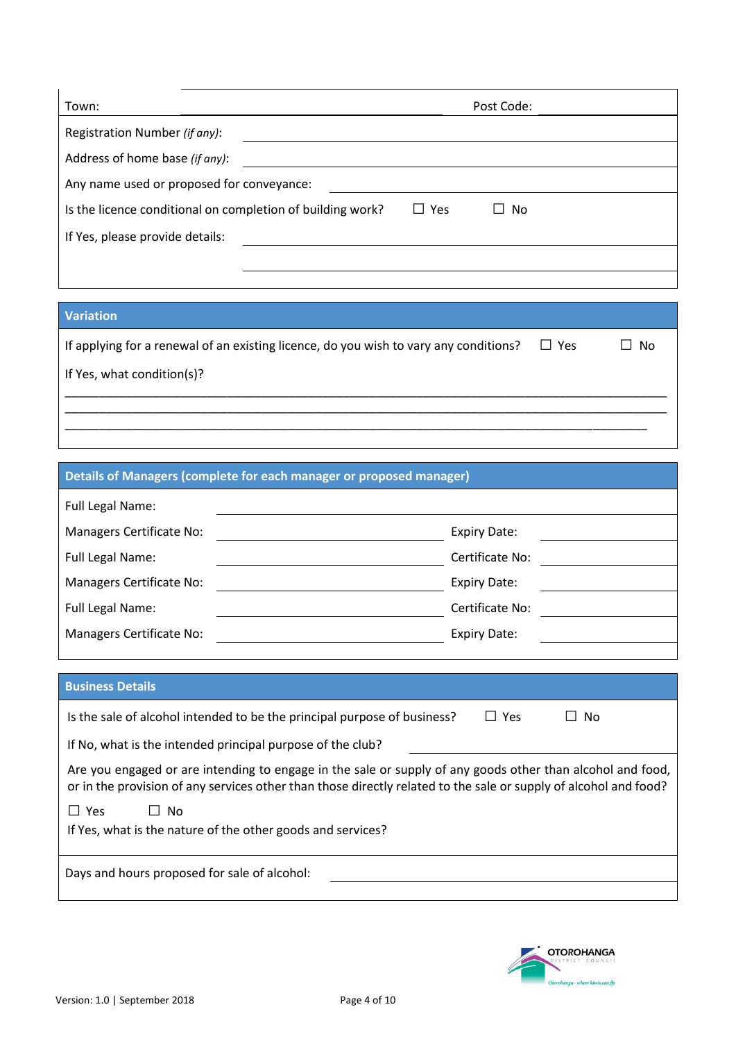Town: ______________________________ Post Code: ______________

Registration Number *(if any)*: ______________________________

Address of home base *(if any)*: ______________________________

Any name used or proposed for conveyance: ______________________________

Is the licence conditional on completion of building work? ☐ Yes ☐ No

If Yes, please provide details: ______________________________

______________________________

## Variation

If applying for a renewal of an existing licence, do you wish to vary any conditions? ☐ Yes ☐ No

If Yes, what condition(s)?

___________________________________________________________________________________

___________________________________________________________________________________

___________________________________________________________________________________

## Details of Managers (complete for each manager or proposed manager)

Full Legal Name: ______________________________

Managers Certificate No: ______________ Expiry Date: ______________

Full Legal Name: ______________ Certificate No: ______________

Managers Certificate No: ______________ Expiry Date: ______________

Full Legal Name: ______________ Certificate No: ______________

Managers Certificate No: ______________ Expiry Date: ______________

## Business Details

Is the sale of alcohol intended to be the principal purpose of business? ☐ Yes ☐ No

If No, what is the intended principal purpose of the club? ______________________________

Are you engaged or are intending to engage in the sale or supply of any goods other than alcohol and food, or in the provision of any services other than those directly related to the sale or supply of alcohol and food?

☐ Yes ☐ No

If Yes, what is the nature of the other goods and services?

Days and hours proposed for sale of alcohol: ______________________________

Version: 1.0 | September 2018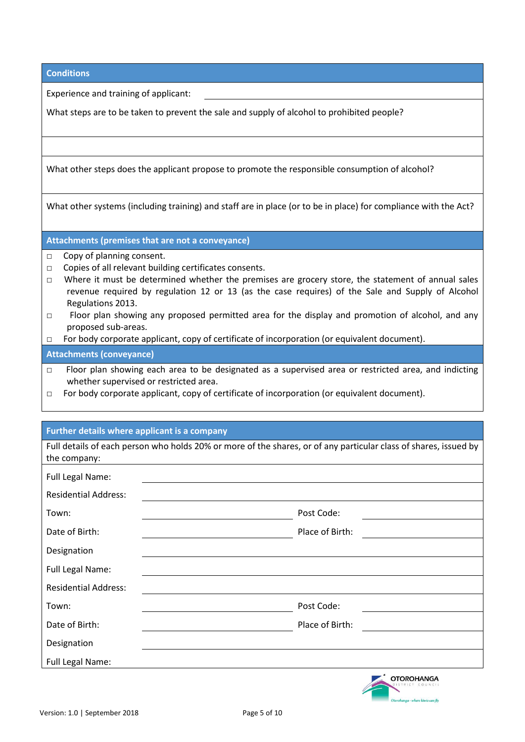## Conditions

Experience and training of applicant: ______________________________

What steps are to be taken to prevent the sale and supply of alcohol to prohibited people?

What other steps does the applicant propose to promote the responsible consumption of alcohol?

What other systems (including training) and staff are in place (or to be in place) for compliance with the Act?

## Attachments (premises that are not a conveyance)

- □ Copy of planning consent.
- □ Copies of all relevant building certificates consents.
- □ Where it must be determined whether the premises are grocery store, the statement of annual sales revenue required by regulation 12 or 13 (as the case requires) of the Sale and Supply of Alcohol Regulations 2013.
- □ Floor plan showing any proposed permitted area for the display and promotion of alcohol, and any proposed sub-areas.
- □ For body corporate applicant, copy of certificate of incorporation (or equivalent document).

## Attachments (conveyance)

- □ Floor plan showing each area to be designated as a supervised area or restricted area, and indicting whether supervised or restricted area.
- □ For body corporate applicant, copy of certificate of incorporation (or equivalent document).

## Further details where applicant is a company

Full details of each person who holds 20% or more of the shares, or of any particular class of shares, issued by the company:

| | | | |
|---|---|---|---|
| Full Legal Name: | | | |
| Residential Address: | | | |
| Town: | | Post Code: | |
| Date of Birth: | | Place of Birth: | |
| Designation | | | |
| Full Legal Name: | | | |
| Residential Address: | | | |
| Town: | | Post Code: | |
| Date of Birth: | | Place of Birth: | |
| Designation | | | |
| Full Legal Name: | | | |

Version: 1.0 | September 2018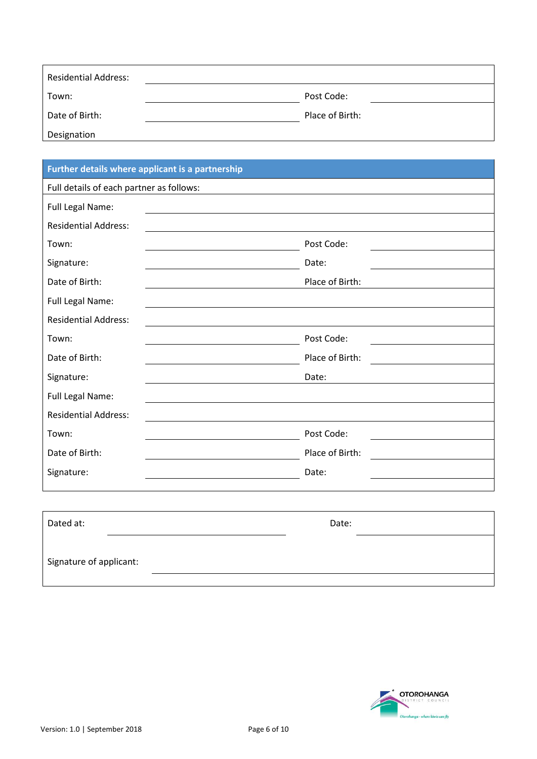| | | | |
|---|---|---|---|
| Residential Address: | | | |
| Town: | | Post Code: | |
| Date of Birth: | | Place of Birth: | |
| Designation | | | |

| Further details where applicant is a partnership | | | |
|---|---|---|---|
| Full details of each partner as follows: | | | |
| Full Legal Name: | | | |
| Residential Address: | | | |
| Town: | | Post Code: | |
| Signature: | | Date: | |
| Date of Birth: | | Place of Birth: | |
| Full Legal Name: | | | |
| Residential Address: | | | |
| Town: | | Post Code: | |
| Date of Birth: | | Place of Birth: | |
| Signature: | | Date: | |
| Full Legal Name: | | | |
| Residential Address: | | | |
| Town: | | Post Code: | |
| Date of Birth: | | Place of Birth: | |
| Signature: | | Date: | |

| | | | |
|---|---|---|---|
| Dated at: | | Date: | |
| Signature of applicant: | | | |

OTOROHANGA DISTRICT COUNCIL
Otorohanga - where kiwis can fly

Version: 1.0 | September 2018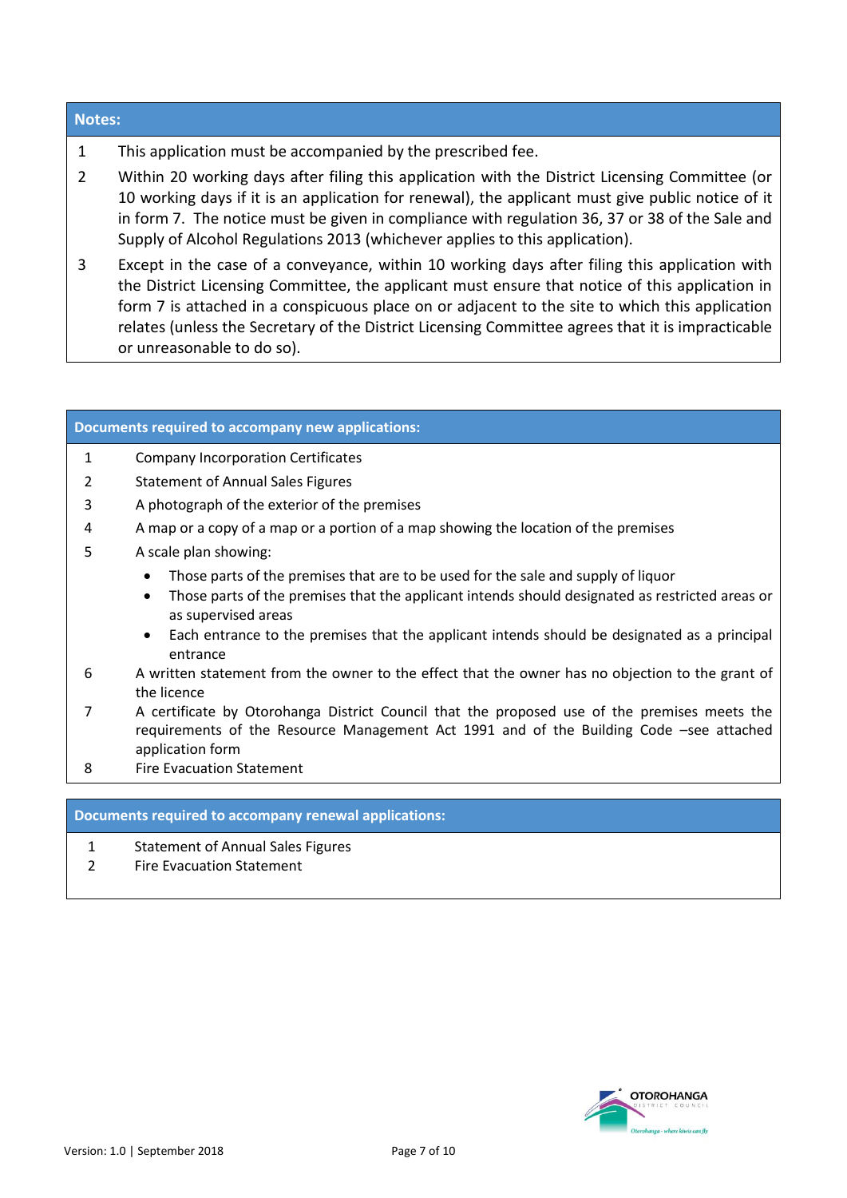## Notes:

1. This application must be accompanied by the prescribed fee.
2. Within 20 working days after filing this application with the District Licensing Committee (or 10 working days if it is an application for renewal), the applicant must give public notice of it in form 7. The notice must be given in compliance with regulation 36, 37 or 38 of the Sale and Supply of Alcohol Regulations 2013 (whichever applies to this application).
3. Except in the case of a conveyance, within 10 working days after filing this application with the District Licensing Committee, the applicant must ensure that notice of this application in form 7 is attached in a conspicuous place on or adjacent to the site to which this application relates (unless the Secretary of the District Licensing Committee agrees that it is impracticable or unreasonable to do so).

## Documents required to accompany new applications:

1. Company Incorporation Certificates
2. Statement of Annual Sales Figures
3. A photograph of the exterior of the premises
4. A map or a copy of a map or a portion of a map showing the location of the premises
5. A scale plan showing:
   - Those parts of the premises that are to be used for the sale and supply of liquor
   - Those parts of the premises that the applicant intends should designated as restricted areas or as supervised areas
   - Each entrance to the premises that the applicant intends should be designated as a principal entrance
6. A written statement from the owner to the effect that the owner has no objection to the grant of the licence
7. A certificate by Otorohanga District Council that the proposed use of the premises meets the requirements of the Resource Management Act 1991 and of the Building Code –see attached application form
8. Fire Evacuation Statement

## Documents required to accompany renewal applications:

1. Statement of Annual Sales Figures
2. Fire Evacuation Statement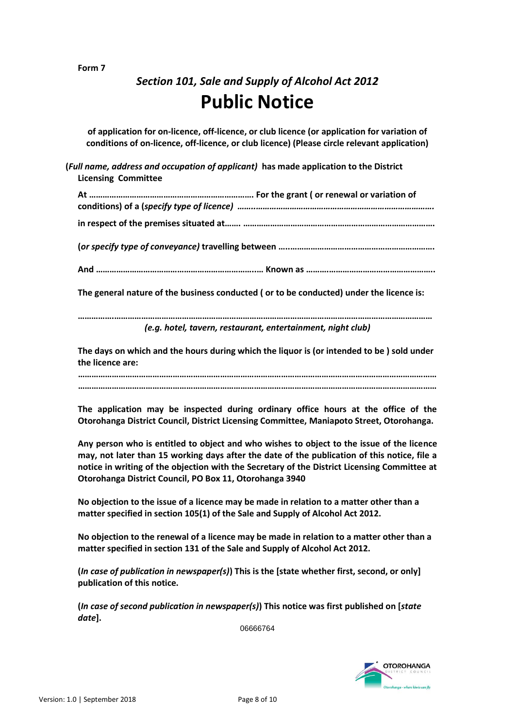**Form 7**

## *Section 101, Sale and Supply of Alcohol Act 2012*

# Public Notice

**of application for on-licence, off-licence, or club licence (or application for variation of conditions of on-licence, off-licence, or club licence) (Please circle relevant application)**

**(*Full name, address and occupation of applicant*) has made application to the District Licensing Committee**

**At ……………………………………………………………… For the grant ( or renewal or variation of conditions) of a (*specify type of licence*) ……..………………………………………………………………….**

**in respect of the premises situated at……. …………………………………………………………………………**

**(*or specify type of conveyance*) travelling between …..…………………………………………………………**

**And …………………………………………………………..… Known as ………………………………………………..**

**The general nature of the business conducted ( or to be conducted) under the licence is:**

**…………….……………………………………………………………………………………………………………………………**

***(e.g. hotel, tavern, restaurant, entertainment, night club)***

**The days on which and the hours during which the liquor is (or intended to be ) sold under the licence are:**

**…………………………………………………………………………………………………………………………………………**

**…………………………………………………………………………………………………………………………………………**

**The application may be inspected during ordinary office hours at the office of the Otorohanga District Council, District Licensing Committee, Maniapoto Street, Otorohanga.**

**Any person who is entitled to object and who wishes to object to the issue of the licence may, not later than 15 working days after the date of the publication of this notice, file a notice in writing of the objection with the Secretary of the District Licensing Committee at Otorohanga District Council, PO Box 11, Otorohanga 3940**

**No objection to the issue of a licence may be made in relation to a matter other than a matter specified in section 105(1) of the Sale and Supply of Alcohol Act 2012.**

**No objection to the renewal of a licence may be made in relation to a matter other than a matter specified in section 131 of the Sale and Supply of Alcohol Act 2012.**

**(*In case of publication in newspaper(s)*) This is the [state whether first, second, or only] publication of this notice.**

**(*In case of second publication in newspaper(s)*) This notice was first published on [*state date*].**

06666764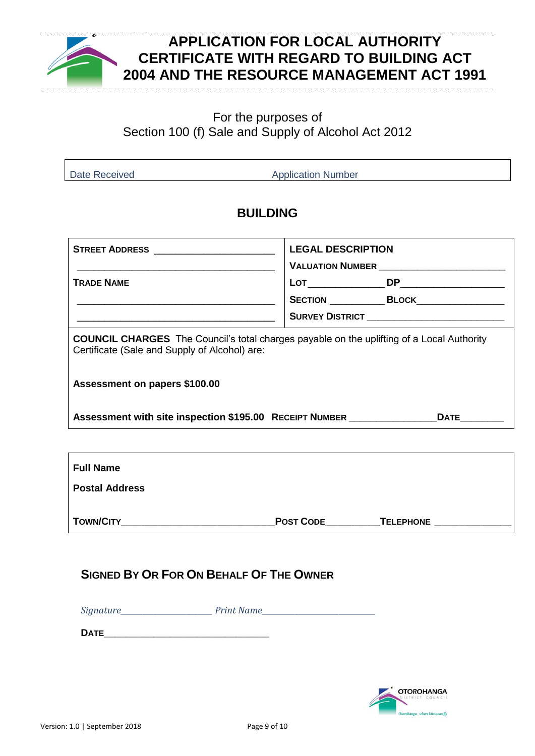# APPLICATION FOR LOCAL AUTHORITY CERTIFICATE WITH REGARD TO BUILDING ACT 2004 AND THE RESOURCE MANAGEMENT ACT 1991

For the purposes of
Section 100 (f) Sale and Supply of Alcohol Act 2012

| Date Received | Application Number |
|---|---|

## BUILDING

| | |
|---|---|
| **STREET ADDRESS** ______________________ | **LEGAL DESCRIPTION** |
| ______________________________________ | **VALUATION NUMBER** ______________________ |
| **TRADE NAME** | **LOT** _____________ **DP** _________________ |
| ______________________________________ | **SECTION** __________ **BLOCK** ________________ |
| ______________________________________ | **SURVEY DISTRICT** _________________________ |

**COUNCIL CHARGES** The Council's total charges payable on the uplifting of a Local Authority Certificate (Sale and Supply of Alcohol) are:

**Assessment on papers $100.00**

**Assessment with site inspection $195.00** **RECEIPT NUMBER** ________________ **DATE** ________

**Full Name**

**Postal Address**

**TOWN/CITY** ____________________________ **POST CODE** __________ **TELEPHONE** ______________

### SIGNED BY OR FOR ON BEHALF OF THE OWNER

*Signature* ____________________ *Print Name* _________________________

**DATE** ________________________________

Version: 1.0 | September 2018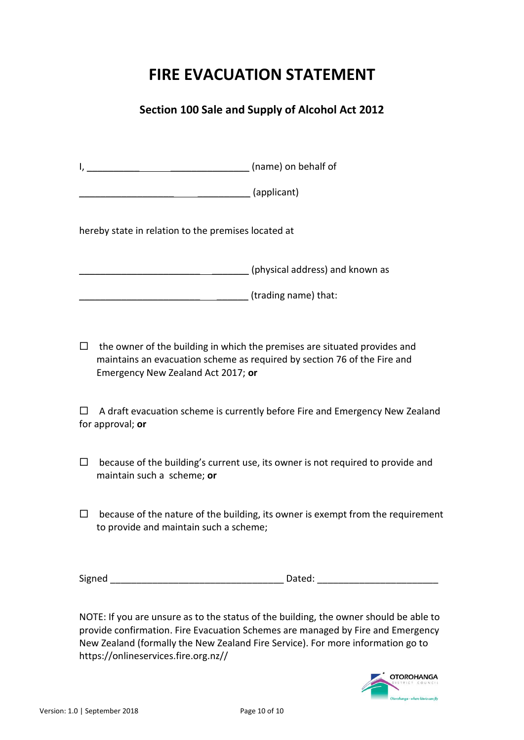# FIRE EVACUATION STATEMENT

## Section 100 Sale and Supply of Alcohol Act 2012

I, ______________________________ (name) on behalf of

______________________________ (applicant)

hereby state in relation to the premises located at

______________________________ (physical address) and known as

______________________________ (trading name) that:

☐ the owner of the building in which the premises are situated provides and maintains an evacuation scheme as required by section 76 of the Fire and Emergency New Zealand Act 2017; **or**

☐ A draft evacuation scheme is currently before Fire and Emergency New Zealand for approval; **or**

☐ because of the building's current use, its owner is not required to provide and maintain such a scheme; **or**

☐ because of the nature of the building, its owner is exempt from the requirement to provide and maintain such a scheme;

Signed ________________________________ Dated: ______________________

NOTE: If you are unsure as to the status of the building, the owner should be able to provide confirmation. Fire Evacuation Schemes are managed by Fire and Emergency New Zealand (formally the New Zealand Fire Service). For more information go to https://onlineservices.fire.org.nz//

OTOROHANGA DISTRICT COUNCIL

Otorohanga - where kiwis can fly

Version: 1.0 | September 2018